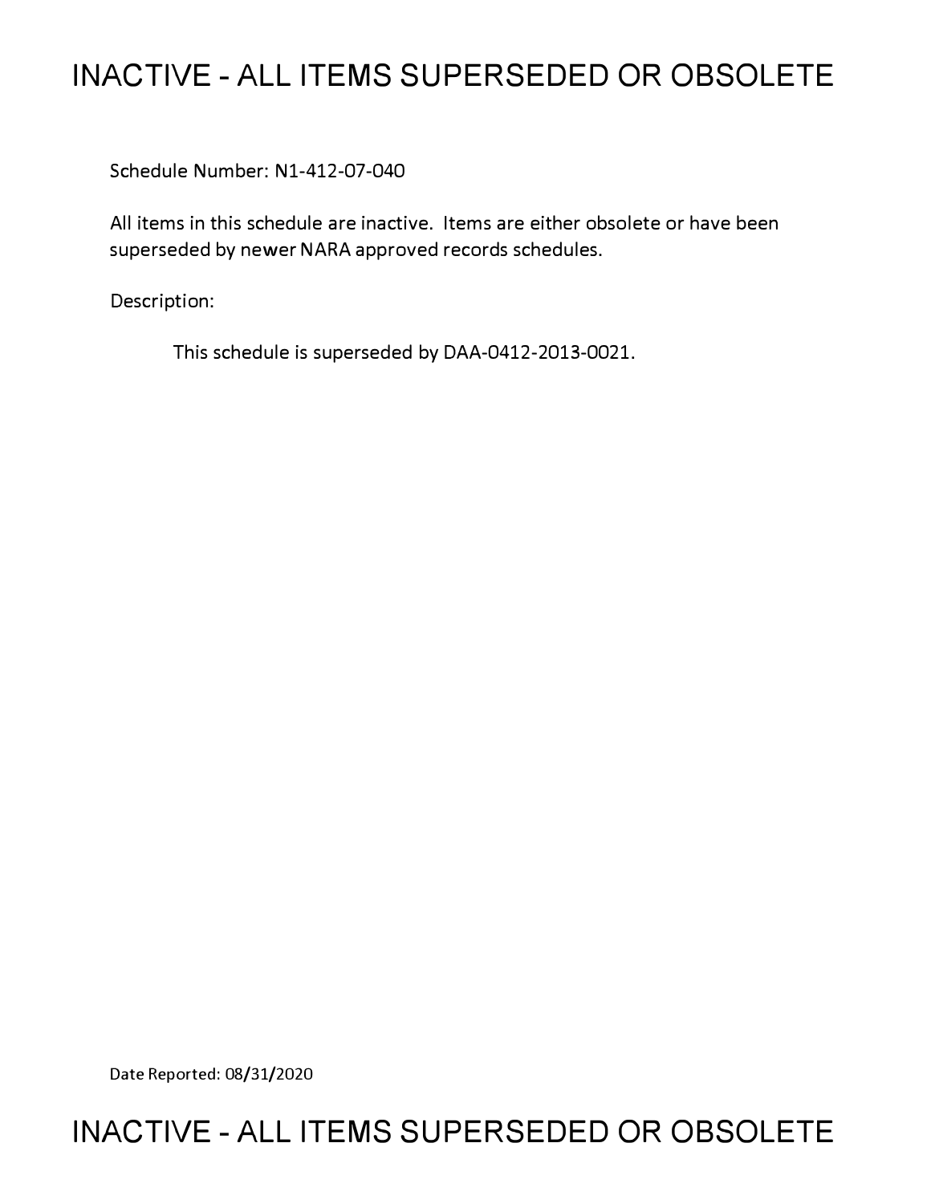# INACTIVE - ALL ITEMS SUPERSEDED OR OBSOLETE

Schedule Number: N1-412-07-040

All items in this schedule are inactive. Items are either obsolete or have been superseded by newer NARA approved records schedules.

Description:

This schedule is superseded by DAA-0412-2013-0021.

Date Reported: 08/31/2020

# INACTIVE - ALL ITEMS SUPERSEDED OR OBSOLETE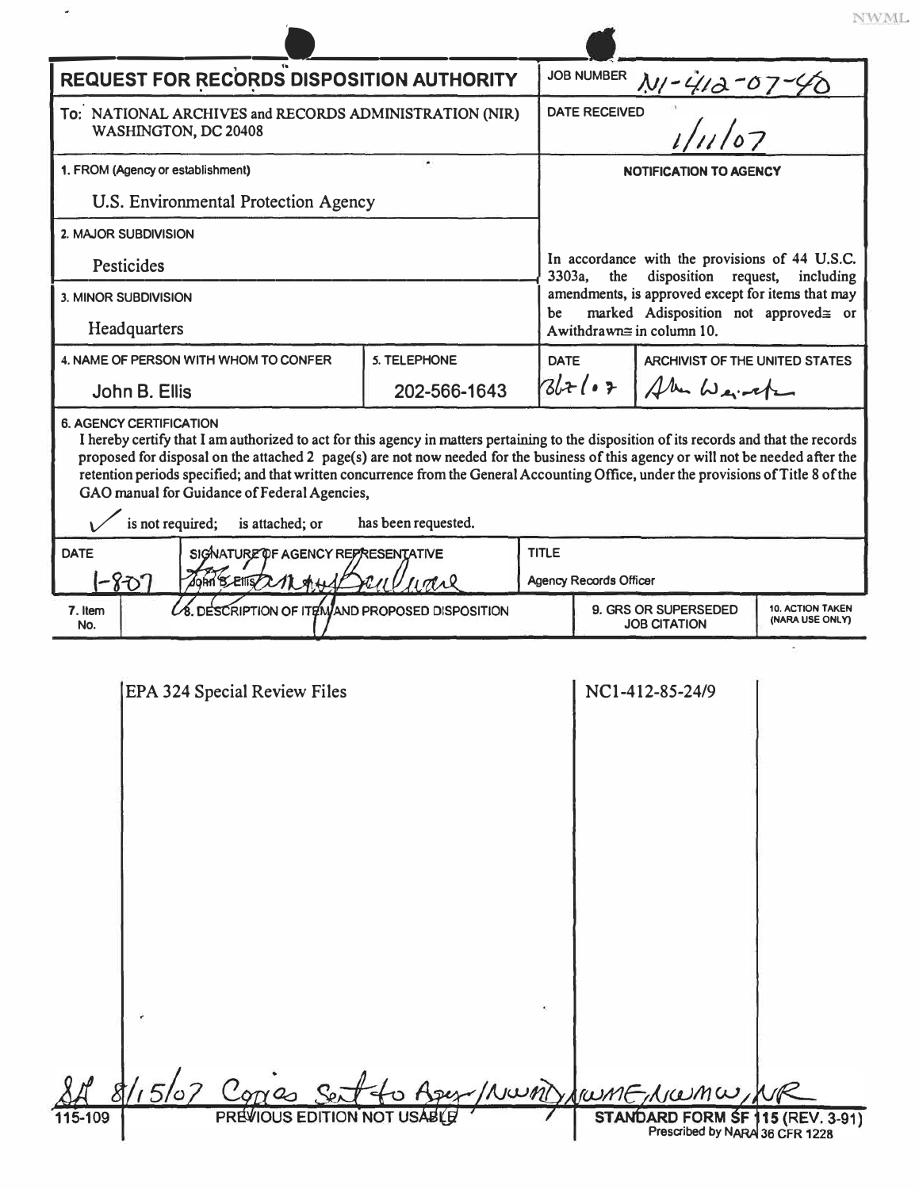# REQUEST FOR RECORDS DISPOSITION AUTHORITY

**JOB NUMBER** N1-412-07-40

**To:** NATIONAL ARCHIVES and RECORDS ADMINISTRATION (NIR) WASHINGTON, DC 20408

**DATE RECEIVED** 1/11/07

**1. FROM (Agency or establishment)**
U.S. Environmental Protection Agency

**2. MAJOR SUBDIVISION**
Pesticides

**3. MINOR SUBDIVISION**
Headquarters

**NOTIFICATION TO AGENCY**

In accordance with the provisions of 44 U.S.C. 3303a, the disposition request, including amendments, is approved except for items that may be marked Adisposition not approved≅ or Awithdrawn≅ in column 10.

| 4. NAME OF PERSON WITH WHOM TO CONFER | 5. TELEPHONE | DATE | ARCHIVIST OF THE UNITED STATES |
|---|---|---|---|
| John B. Ellis | 202-566-1643 | 3/2/07 | Allen Weinstein |

**6. AGENCY CERTIFICATION**

I hereby certify that I am authorized to act for this agency in matters pertaining to the disposition of its records and that the records proposed for disposal on the attached 2 page(s) are not now needed for the business of this agency or will not be needed after the retention periods specified; and that written concurrence from the General Accounting Office, under the provisions of Title 8 of the GAO manual for Guidance of Federal Agencies,

✓ is not required; is attached; or has been requested.

| DATE | SIGNATURE OF AGENCY REPRESENTATIVE | TITLE |
|---|---|---|
| 1-8-07 | John B. Ellis | Agency Records Officer |

| 7. Item No. | 8. DESCRIPTION OF ITEM AND PROPOSED DISPOSITION | 9. GRS OR SUPERSEDED JOB CITATION | 10. ACTION TAKEN (NARA USE ONLY) |
|---|---|---|---|
| | EPA 324 Special Review Files | NC1-412-85-24/9 | |

SA 8/15/07 Copies Sent to Agency/NWMD, NWME, NWMW, NR

115-109 PREVIOUS EDITION NOT USABLE

STANDARD FORM SF 115 (REV. 3-91)
Prescribed by NARA 36 CFR 1228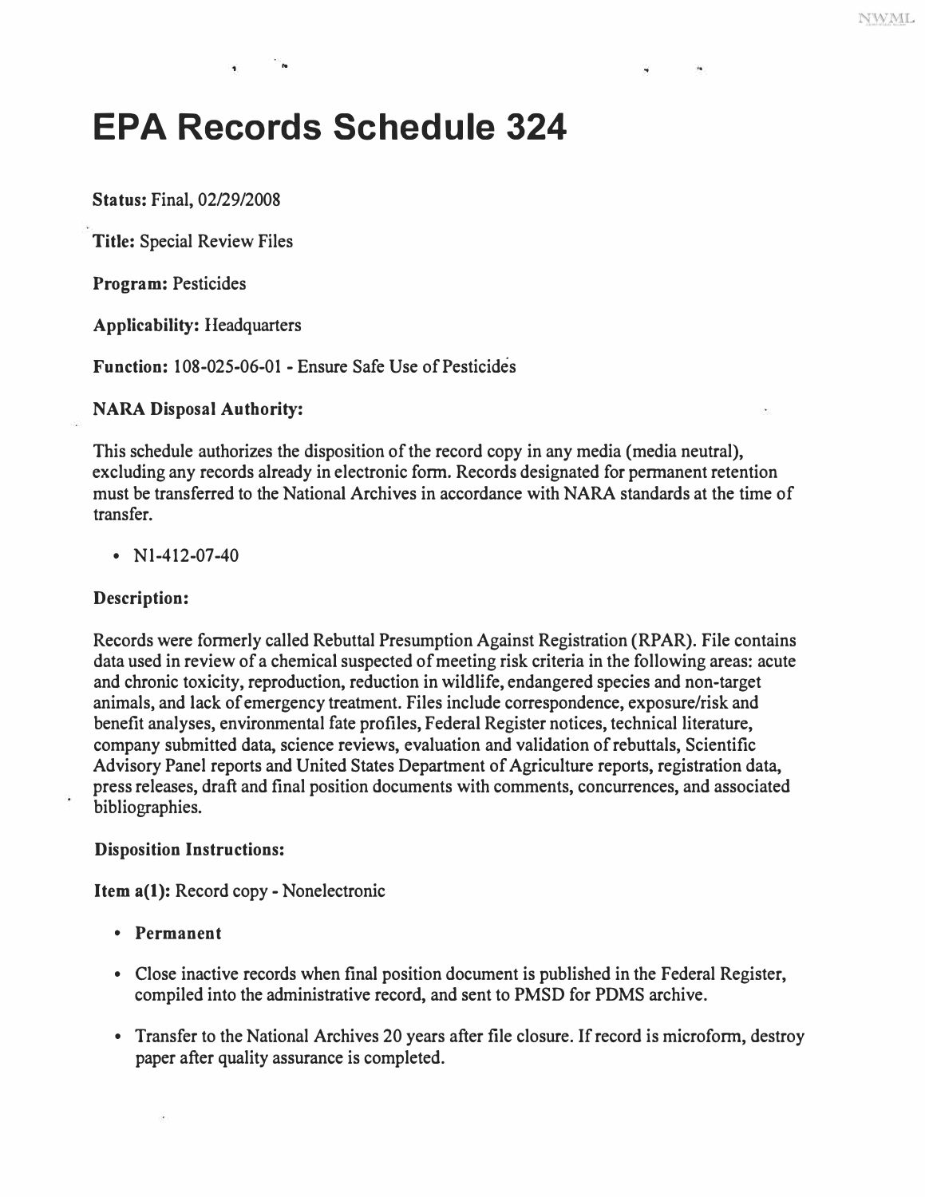# EPA Records Schedule 324

**Status:** Final, 02/29/2008

**Title:** Special Review Files

**Program:** Pesticides

**Applicability:** Headquarters

**Function:** 108-025-06-01 - Ensure Safe Use of Pesticides

**NARA Disposal Authority:**

This schedule authorizes the disposition of the record copy in any media (media neutral), excluding any records already in electronic form. Records designated for permanent retention must be transferred to the National Archives in accordance with NARA standards at the time of transfer.

- N1-412-07-40

**Description:**

Records were formerly called Rebuttal Presumption Against Registration (RPAR). File contains data used in review of a chemical suspected of meeting risk criteria in the following areas: acute and chronic toxicity, reproduction, reduction in wildlife, endangered species and non-target animals, and lack of emergency treatment. Files include correspondence, exposure/risk and benefit analyses, environmental fate profiles, Federal Register notices, technical literature, company submitted data, science reviews, evaluation and validation of rebuttals, Scientific Advisory Panel reports and United States Department of Agriculture reports, registration data, press releases, draft and final position documents with comments, concurrences, and associated bibliographies.

**Disposition Instructions:**

**Item a(1):** Record copy - Nonelectronic

- **Permanent**
- Close inactive records when final position document is published in the Federal Register, compiled into the administrative record, and sent to PMSD for PDMS archive.
- Transfer to the National Archives 20 years after file closure. If record is microform, destroy paper after quality assurance is completed.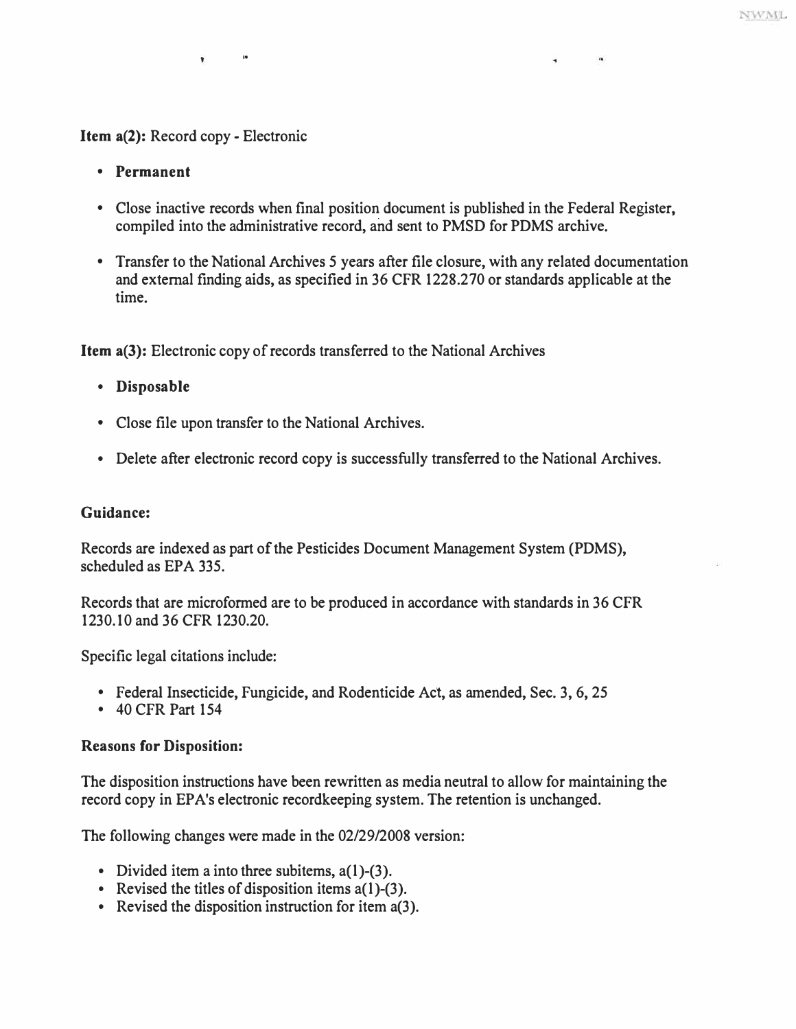**Item a(2):** Record copy - Electronic

- **Permanent**
- Close inactive records when final position document is published in the Federal Register, compiled into the administrative record, and sent to PMSD for PDMS archive.
- Transfer to the National Archives 5 years after file closure, with any related documentation and external finding aids, as specified in 36 CFR 1228.270 or standards applicable at the time.

**Item a(3):** Electronic copy of records transferred to the National Archives

- **Disposable**
- Close file upon transfer to the National Archives.
- Delete after electronic record copy is successfully transferred to the National Archives.

**Guidance:**

Records are indexed as part of the Pesticides Document Management System (PDMS), scheduled as EPA 335.

Records that are microformed are to be produced in accordance with standards in 36 CFR 1230.10 and 36 CFR 1230.20.

Specific legal citations include:

- Federal Insecticide, Fungicide, and Rodenticide Act, as amended, Sec. 3, 6, 25
- 40 CFR Part 154

**Reasons for Disposition:**

The disposition instructions have been rewritten as media neutral to allow for maintaining the record copy in EPA's electronic recordkeeping system. The retention is unchanged.

The following changes were made in the 02/29/2008 version:

- Divided item a into three subitems, a(1)-(3).
- Revised the titles of disposition items a(1)-(3).
- Revised the disposition instruction for item a(3).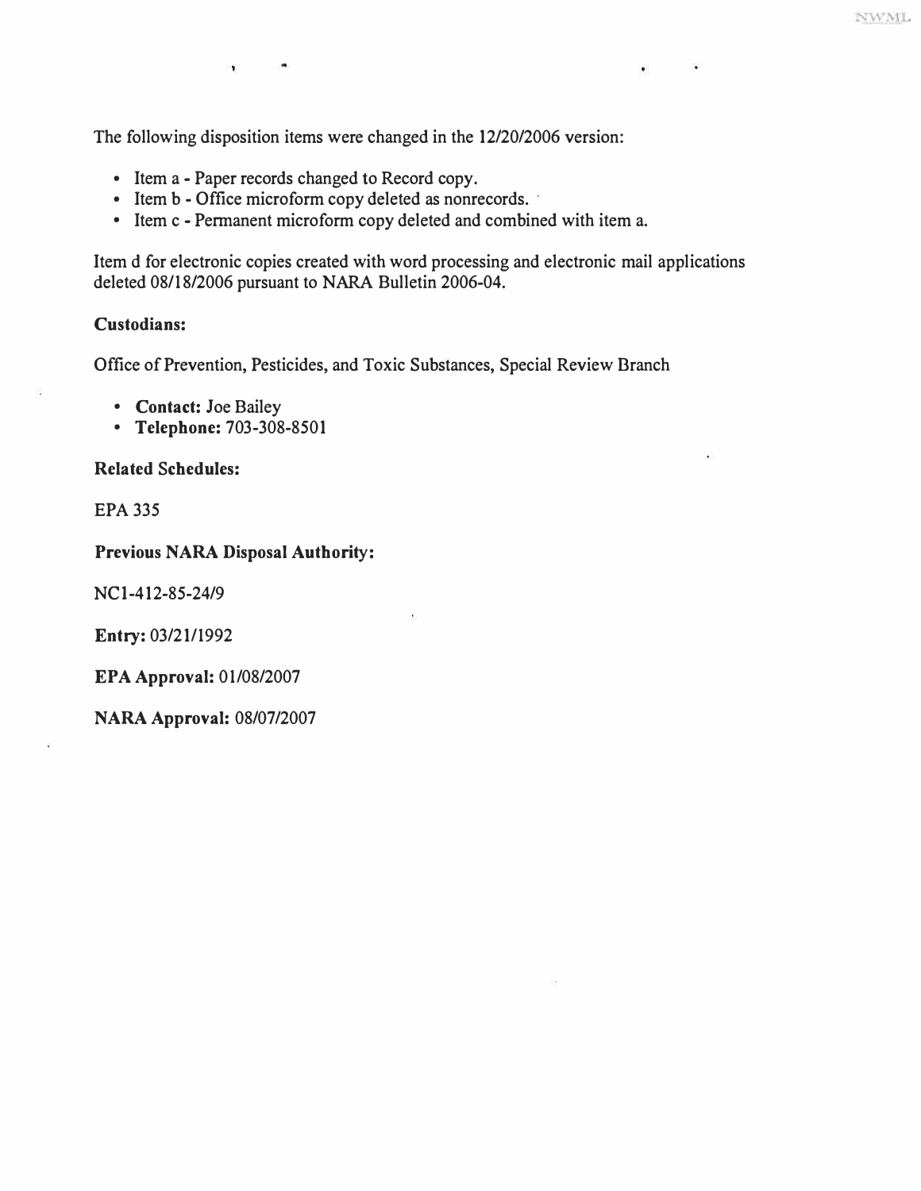The following disposition items were changed in the 12/20/2006 version:

- Item a - Paper records changed to Record copy.
- Item b - Office microform copy deleted as nonrecords.
- Item c - Permanent microform copy deleted and combined with item a.

Item d for electronic copies created with word processing and electronic mail applications deleted 08/18/2006 pursuant to NARA Bulletin 2006-04.

**Custodians:**

Office of Prevention, Pesticides, and Toxic Substances, Special Review Branch

- **Contact:** Joe Bailey
- **Telephone:** 703-308-8501

**Related Schedules:**

EPA 335

**Previous NARA Disposal Authority:**

NC1-412-85-24/9

**Entry:** 03/21/1992

**EPA Approval:** 01/08/2007

**NARA Approval:** 08/07/2007